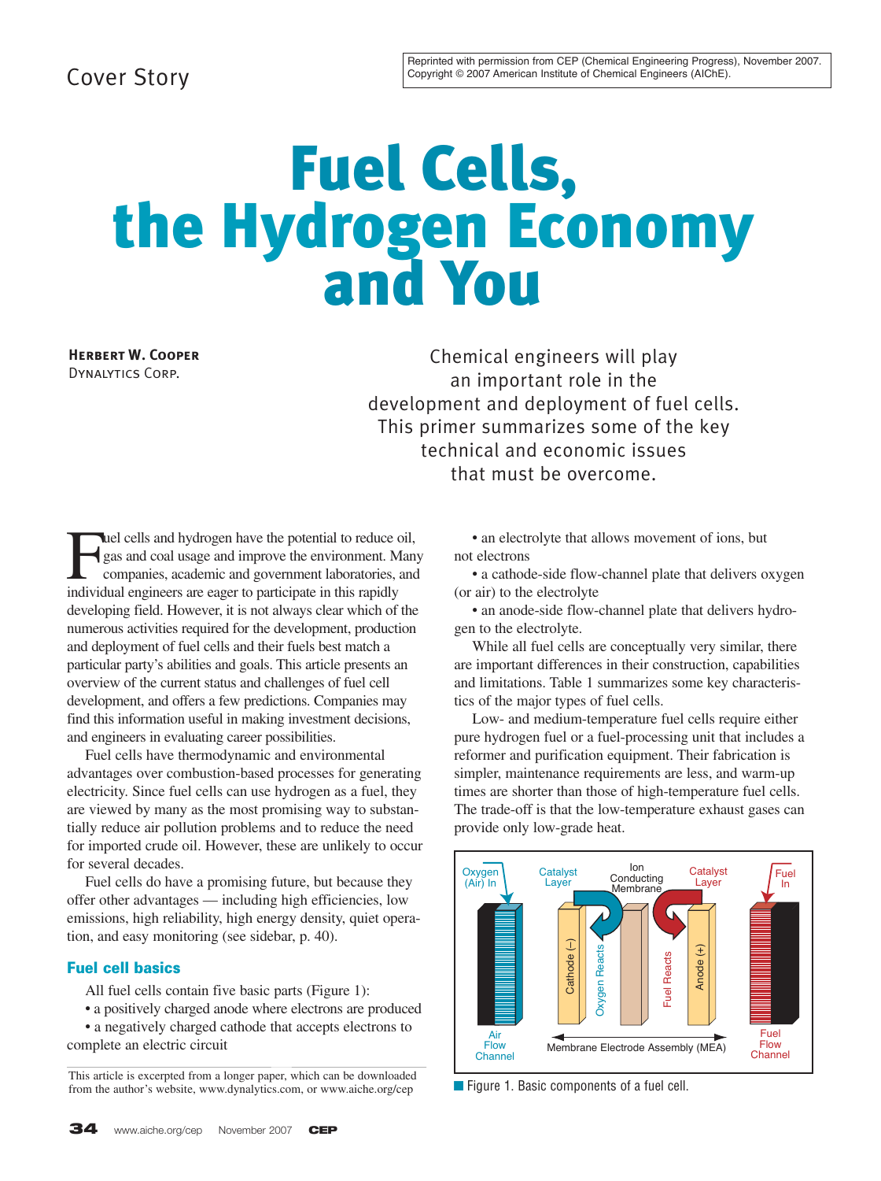Cover Story

Reprinted with permission from CEP (Chemical Engineering Progress), November 2007. Copyright © 2007 American Institute of Chemical Engineers (AIChE).

# Fuel Cells, the Hydrogen Economy and You

**Herbert W. Cooper**
Dynalytics Corp.

Chemical engineers will play an important role in the development and deployment of fuel cells. This primer summarizes some of the key technical and economic issues that must be overcome.

Fuel cells and hydrogen have the potential to reduce oil, gas and coal usage and improve the environment. Many companies, academic and government laboratories, and individual engineers are eager to participate in this rapidly developing field. However, it is not always clear which of the numerous activities required for the development, production and deployment of fuel cells and their fuels best match a particular party's abilities and goals. This article presents an overview of the current status and challenges of fuel cell development, and offers a few predictions. Companies may find this information useful in making investment decisions, and engineers in evaluating career possibilities.

Fuel cells have thermodynamic and environmental advantages over combustion-based processes for generating electricity. Since fuel cells can use hydrogen as a fuel, they are viewed by many as the most promising way to substantially reduce air pollution problems and to reduce the need for imported crude oil. However, these are unlikely to occur for several decades.

Fuel cells do have a promising future, but because they offer other advantages — including high efficiencies, low emissions, high reliability, high energy density, quiet operation, and easy monitoring (see sidebar, p. 40).

## Fuel cell basics

All fuel cells contain five basic parts (Figure 1):

- a positively charged anode where electrons are produced
- a negatively charged cathode that accepts electrons to complete an electric circuit
- an electrolyte that allows movement of ions, but not electrons
- a cathode-side flow-channel plate that delivers oxygen (or air) to the electrolyte
- an anode-side flow-channel plate that delivers hydrogen to the electrolyte.

While all fuel cells are conceptually very similar, there are important differences in their construction, capabilities and limitations. Table 1 summarizes some key characteristics of the major types of fuel cells.

Low- and medium-temperature fuel cells require either pure hydrogen fuel or a fuel-processing unit that includes a reformer and purification equipment. Their fabrication is simpler, maintenance requirements are less, and warm-up times are shorter than those of high-temperature fuel cells. The trade-off is that the low-temperature exhaust gases can provide only low-grade heat.

Oxygen (Air) In | Catalyst Layer | Ion Conducting Membrane | Catalyst Layer | Fuel In | Cathode (–) | Oxygen Reacts | Fuel Reacts | Anode (+) | Air Flow Channel | Membrane Electrode Assembly (MEA) | Fuel Flow Channel

Figure 1. Basic components of a fuel cell.

This article is excerpted from a longer paper, which can be downloaded from the author's website, www.dynalytics.com, or www.aiche.org/cep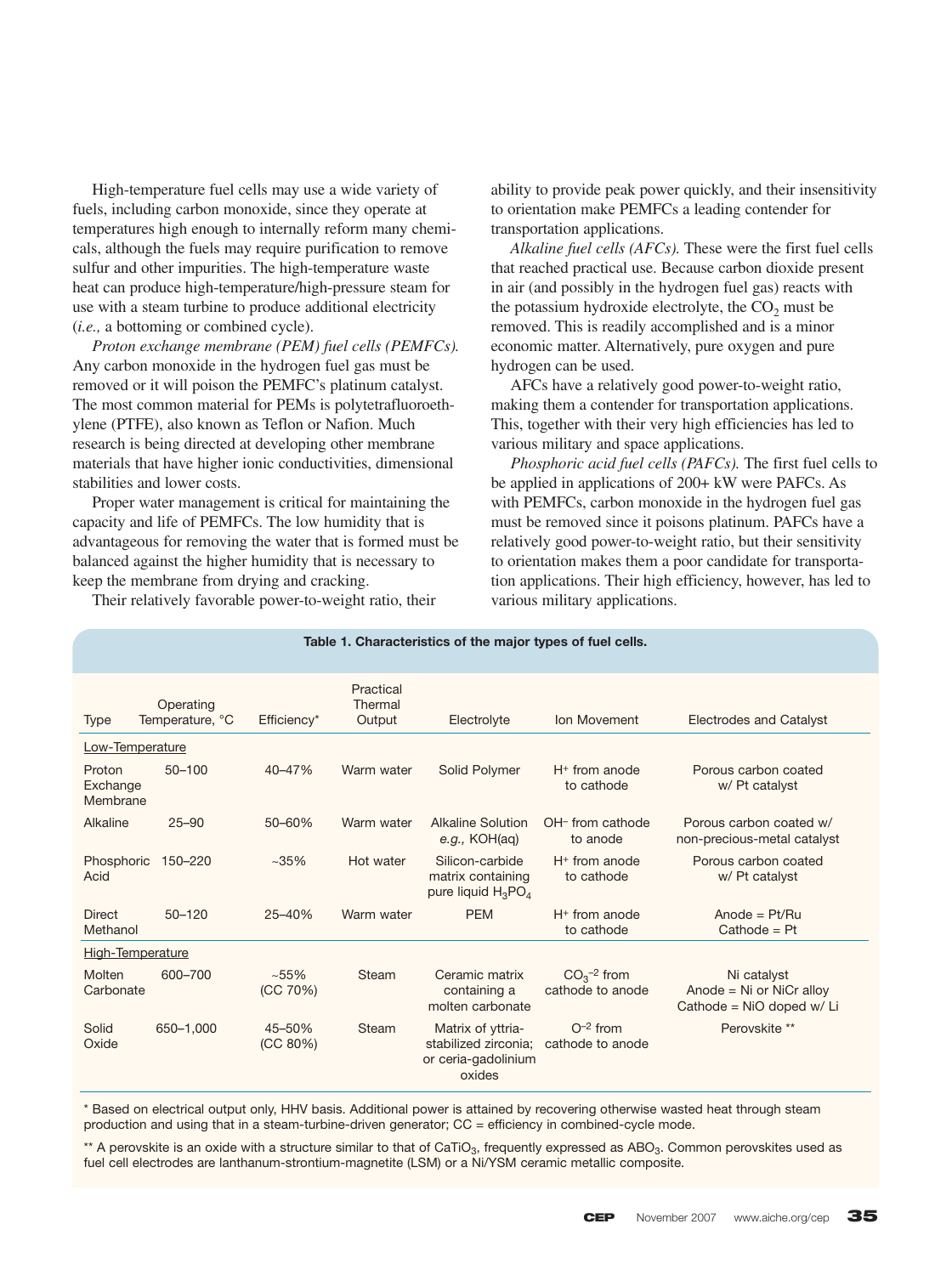High-temperature fuel cells may use a wide variety of fuels, including carbon monoxide, since they operate at temperatures high enough to internally reform many chemicals, although the fuels may require purification to remove sulfur and other impurities. The high-temperature waste heat can produce high-temperature/high-pressure steam for use with a steam turbine to produce additional electricity (*i.e.,* a bottoming or combined cycle).

*Proton exchange membrane (PEM) fuel cells (PEMFCs).* Any carbon monoxide in the hydrogen fuel gas must be removed or it will poison the PEMFC's platinum catalyst. The most common material for PEMs is polytetrafluoroethylene (PTFE), also known as Teflon or Nafion. Much research is being directed at developing other membrane materials that have higher ionic conductivities, dimensional stabilities and lower costs.

Proper water management is critical for maintaining the capacity and life of PEMFCs. The low humidity that is advantageous for removing the water that is formed must be balanced against the higher humidity that is necessary to keep the membrane from drying and cracking.

Their relatively favorable power-to-weight ratio, their ability to provide peak power quickly, and their insensitivity to orientation make PEMFCs a leading contender for transportation applications.

*Alkaline fuel cells (AFCs).* These were the first fuel cells that reached practical use. Because carbon dioxide present in air (and possibly in the hydrogen fuel gas) reacts with the potassium hydroxide electrolyte, the $CO_2$ must be removed. This is readily accomplished and is a minor economic matter. Alternatively, pure oxygen and pure hydrogen can be used.

AFCs have a relatively good power-to-weight ratio, making them a contender for transportation applications. This, together with their very high efficiencies has led to various military and space applications.

*Phosphoric acid fuel cells (PAFCs).* The first fuel cells to be applied in applications of 200+ kW were PAFCs. As with PEMFCs, carbon monoxide in the hydrogen fuel gas must be removed since it poisons platinum. PAFCs have a relatively good power-to-weight ratio, but their sensitivity to orientation makes them a poor candidate for transportation applications. Their high efficiency, however, has led to various military applications.

**Table 1. Characteristics of the major types of fuel cells.**

| Type | Operating Temperature, °C | Efficiency* | Practical Thermal Output | Electrolyte | Ion Movement | Electrodes and Catalyst |
|---|---|---|---|---|---|---|
| Low-Temperature | | | | | | |
| Proton Exchange Membrane | 50–100 | 40–47% | Warm water | Solid Polymer | $H^+$ from anode to cathode | Porous carbon coated w/ Pt catalyst |
| Alkaline | 25–90 | 50–60% | Warm water | Alkaline Solution *e.g.,* KOH(aq) | $OH^-$ from cathode to anode | Porous carbon coated w/ non-precious-metal catalyst |
| Phosphoric Acid | 150–220 | ~35% | Hot water | Silicon-carbide matrix containing pure liquid $H_3PO_4$ | $H^+$ from anode to cathode | Porous carbon coated w/ Pt catalyst |
| Direct Methanol | 50–120 | 25–40% | Warm water | PEM | $H^+$ from anode to cathode | Anode = Pt/Ru Cathode = Pt |
| High-Temperature | | | | | | |
| Molten Carbonate | 600–700 | ~55% (CC 70%) | Steam | Ceramic matrix containing a molten carbonate | $CO_3^{-2}$ from cathode to anode | Ni catalyst Anode = Ni or NiCr alloy Cathode = NiO doped w/ Li |
| Solid Oxide | 650–1,000 | 45–50% (CC 80%) | Steam | Matrix of yttria-stabilized zirconia; or ceria-gadolinium oxides | $O^{-2}$ from cathode to anode | Perovskite ** |

\* Based on electrical output only, HHV basis. Additional power is attained by recovering otherwise wasted heat through steam production and using that in a steam-turbine-driven generator; CC = efficiency in combined-cycle mode.

\*\* A perovskite is an oxide with a structure similar to that of $CaTiO_3$, frequently expressed as $ABO_3$. Common perovskites used as fuel cell electrodes are lanthanum-strontium-magnetite (LSM) or a Ni/YSM ceramic metallic composite.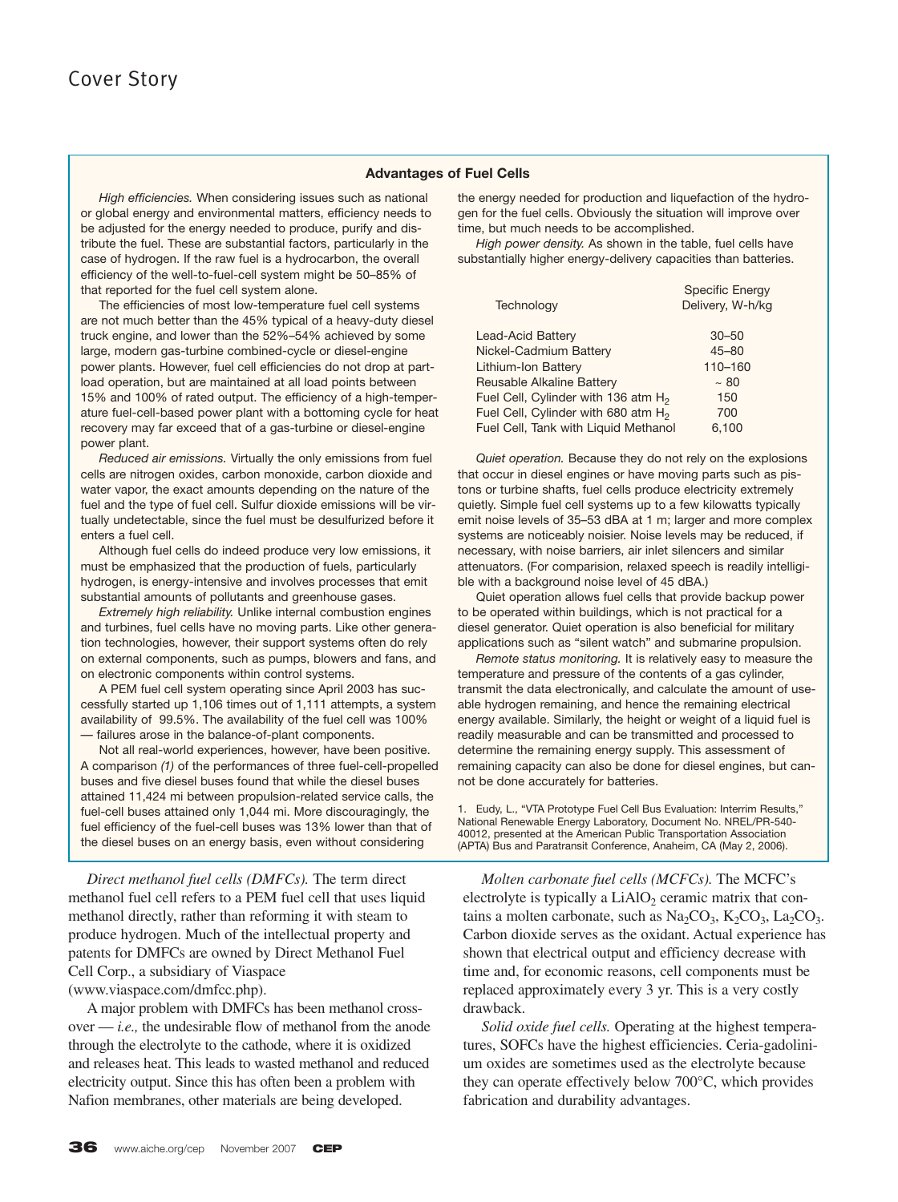### Advantages of Fuel Cells

*High efficiencies.* When considering issues such as national or global energy and environmental matters, efficiency needs to be adjusted for the energy needed to produce, purify and distribute the fuel. These are substantial factors, particularly in the case of hydrogen. If the raw fuel is a hydrocarbon, the overall efficiency of the well-to-fuel-cell system might be 50–85% of that reported for the fuel cell system alone.

The efficiencies of most low-temperature fuel cell systems are not much better than the 45% typical of a heavy-duty diesel truck engine, and lower than the 52%–54% achieved by some large, modern gas-turbine combined-cycle or diesel-engine power plants. However, fuel cell efficiencies do not drop at part-load operation, but are maintained at all load points between 15% and 100% of rated output. The efficiency of a high-temperature fuel-cell-based power plant with a bottoming cycle for heat recovery may far exceed that of a gas-turbine or diesel-engine power plant.

*Reduced air emissions.* Virtually the only emissions from fuel cells are nitrogen oxides, carbon monoxide, carbon dioxide and water vapor, the exact amounts depending on the nature of the fuel and the type of fuel cell. Sulfur dioxide emissions will be virtually undetectable, since the fuel must be desulfurized before it enters a fuel cell.

Although fuel cells do indeed produce very low emissions, it must be emphasized that the production of fuels, particularly hydrogen, is energy-intensive and involves processes that emit substantial amounts of pollutants and greenhouse gases.

*Extremely high reliability.* Unlike internal combustion engines and turbines, fuel cells have no moving parts. Like other generation technologies, however, their support systems often do rely on external components, such as pumps, blowers and fans, and on electronic components within control systems.

A PEM fuel cell system operating since April 2003 has successfully started up 1,106 times out of 1,111 attempts, a system availability of 99.5%. The availability of the fuel cell was 100% — failures arose in the balance-of-plant components.

Not all real-world experiences, however, have been positive. A comparison *(1)* of the performances of three fuel-cell-propelled buses and five diesel buses found that while the diesel buses attained 11,424 mi between propulsion-related service calls, the fuel-cell buses attained only 1,044 mi. More discouragingly, the fuel efficiency of the fuel-cell buses was 13% lower than that of the diesel buses on an energy basis, even without considering the energy needed for production and liquefaction of the hydrogen for the fuel cells. Obviously the situation will improve over time, but much needs to be accomplished.

*High power density.* As shown in the table, fuel cells have substantially higher energy-delivery capacities than batteries.

| Technology | Specific Energy Delivery, W-h/kg |
|---|---|
| Lead-Acid Battery | 30–50 |
| Nickel-Cadmium Battery | 45–80 |
| Lithium-Ion Battery | 110–160 |
| Reusable Alkaline Battery | ~ 80 |
| Fuel Cell, Cylinder with 136 atm $H_2$ | 150 |
| Fuel Cell, Cylinder with 680 atm $H_2$ | 700 |
| Fuel Cell, Tank with Liquid Methanol | 6,100 |

*Quiet operation.* Because they do not rely on the explosions that occur in diesel engines or have moving parts such as pistons or turbine shafts, fuel cells produce electricity extremely quietly. Simple fuel cell systems up to a few kilowatts typically emit noise levels of 35–53 dBA at 1 m; larger and more complex systems are noticeably noisier. Noise levels may be reduced, if necessary, with noise barriers, air inlet silencers and similar attenuators. (For comparision, relaxed speech is readily intelligible with a background noise level of 45 dBA.)

Quiet operation allows fuel cells that provide backup power to be operated within buildings, which is not practical for a diesel generator. Quiet operation is also beneficial for military applications such as "silent watch" and submarine propulsion.

*Remote status monitoring.* It is relatively easy to measure the temperature and pressure of the contents of a gas cylinder, transmit the data electronically, and calculate the amount of useable hydrogen remaining, and hence the remaining electrical energy available. Similarly, the height or weight of a liquid fuel is readily measurable and can be transmitted and processed to determine the remaining energy supply. This assessment of remaining capacity can also be done for diesel engines, but cannot be done accurately for batteries.

1. Eudy, L., "VTA Prototype Fuel Cell Bus Evaluation: Interrim Results," National Renewable Energy Laboratory, Document No. NREL/PR-540-40012, presented at the American Public Transportation Association (APTA) Bus and Paratransit Conference, Anaheim, CA (May 2, 2006).

*Direct methanol fuel cells (DMFCs).* The term direct methanol fuel cell refers to a PEM fuel cell that uses liquid methanol directly, rather than reforming it with steam to produce hydrogen. Much of the intellectual property and patents for DMFCs are owned by Direct Methanol Fuel Cell Corp., a subsidiary of Viaspace (www.viaspace.com/dmfcc.php).

A major problem with DMFCs has been methanol crossover — *i.e.,* the undesirable flow of methanol from the anode through the electrolyte to the cathode, where it is oxidized and releases heat. This leads to wasted methanol and reduced electricity output. Since this has often been a problem with Nafion membranes, other materials are being developed.

*Molten carbonate fuel cells (MCFCs).* The MCFC's electrolyte is typically a $LiAlO_2$ ceramic matrix that contains a molten carbonate, such as $Na_2CO_3$, $K_2CO_3$, $La_2CO_3$. Carbon dioxide serves as the oxidant. Actual experience has shown that electrical output and efficiency decrease with time and, for economic reasons, cell components must be replaced approximately every 3 yr. This is a very costly drawback.

*Solid oxide fuel cells.* Operating at the highest temperatures, SOFCs have the highest efficiencies. Ceria-gadolinium oxides are sometimes used as the electrolyte because they can operate effectively below 700°C, which provides fabrication and durability advantages.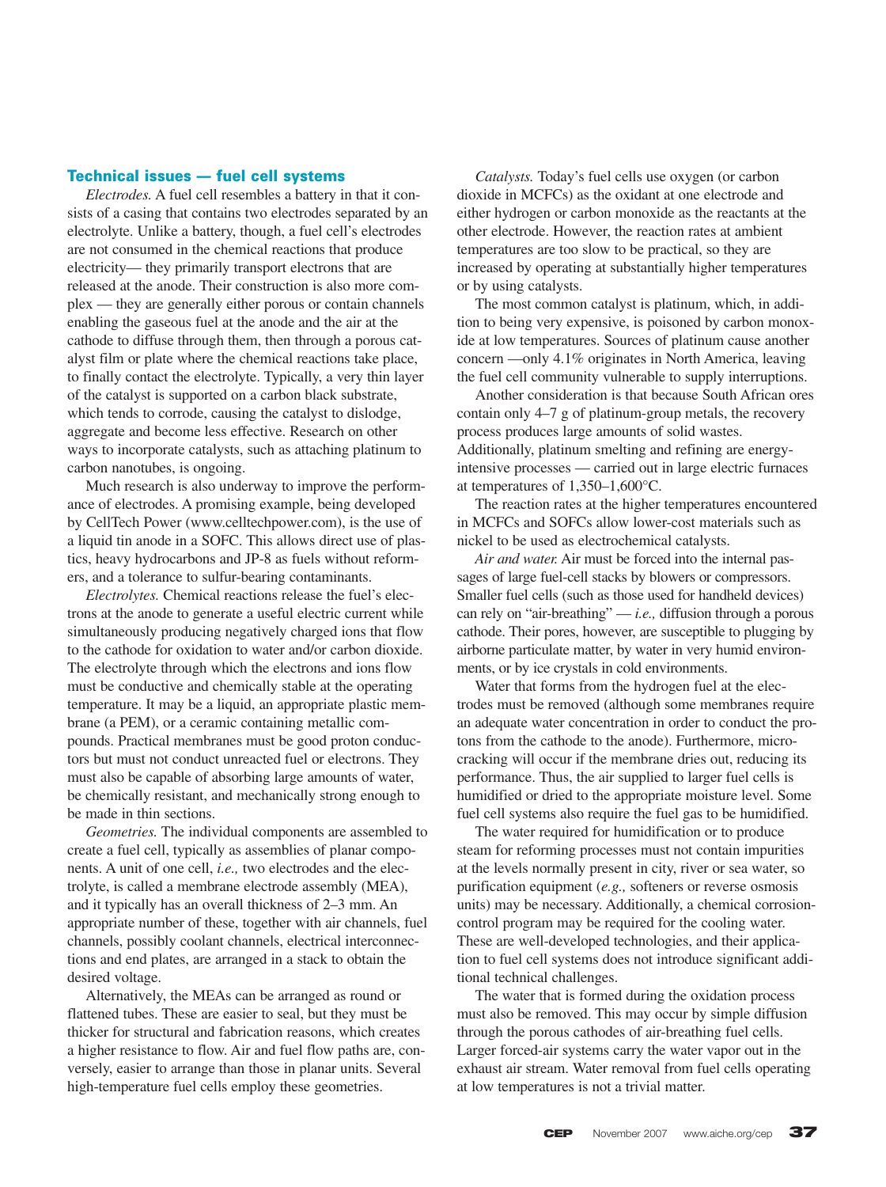## Technical issues — fuel cell systems

*Electrodes.* A fuel cell resembles a battery in that it consists of a casing that contains two electrodes separated by an electrolyte. Unlike a battery, though, a fuel cell's electrodes are not consumed in the chemical reactions that produce electricity— they primarily transport electrons that are released at the anode. Their construction is also more complex — they are generally either porous or contain channels enabling the gaseous fuel at the anode and the air at the cathode to diffuse through them, then through a porous catalyst film or plate where the chemical reactions take place, to finally contact the electrolyte. Typically, a very thin layer of the catalyst is supported on a carbon black substrate, which tends to corrode, causing the catalyst to dislodge, aggregate and become less effective. Research on other ways to incorporate catalysts, such as attaching platinum to carbon nanotubes, is ongoing.

Much research is also underway to improve the performance of electrodes. A promising example, being developed by CellTech Power (www.celltechpower.com), is the use of a liquid tin anode in a SOFC. This allows direct use of plastics, heavy hydrocarbons and JP-8 as fuels without reformers, and a tolerance to sulfur-bearing contaminants.

*Electrolytes.* Chemical reactions release the fuel's electrons at the anode to generate a useful electric current while simultaneously producing negatively charged ions that flow to the cathode for oxidation to water and/or carbon dioxide. The electrolyte through which the electrons and ions flow must be conductive and chemically stable at the operating temperature. It may be a liquid, an appropriate plastic membrane (a PEM), or a ceramic containing metallic compounds. Practical membranes must be good proton conductors but must not conduct unreacted fuel or electrons. They must also be capable of absorbing large amounts of water, be chemically resistant, and mechanically strong enough to be made in thin sections.

*Geometries.* The individual components are assembled to create a fuel cell, typically as assemblies of planar components. A unit of one cell, *i.e.,* two electrodes and the electrolyte, is called a membrane electrode assembly (MEA), and it typically has an overall thickness of 2–3 mm. An appropriate number of these, together with air channels, fuel channels, possibly coolant channels, electrical interconnections and end plates, are arranged in a stack to obtain the desired voltage.

Alternatively, the MEAs can be arranged as round or flattened tubes. These are easier to seal, but they must be thicker for structural and fabrication reasons, which creates a higher resistance to flow. Air and fuel flow paths are, conversely, easier to arrange than those in planar units. Several high-temperature fuel cells employ these geometries.

*Catalysts.* Today's fuel cells use oxygen (or carbon dioxide in MCFCs) as the oxidant at one electrode and either hydrogen or carbon monoxide as the reactants at the other electrode. However, the reaction rates at ambient temperatures are too slow to be practical, so they are increased by operating at substantially higher temperatures or by using catalysts.

The most common catalyst is platinum, which, in addition to being very expensive, is poisoned by carbon monoxide at low temperatures. Sources of platinum cause another concern —only 4.1% originates in North America, leaving the fuel cell community vulnerable to supply interruptions.

Another consideration is that because South African ores contain only 4–7 g of platinum-group metals, the recovery process produces large amounts of solid wastes. Additionally, platinum smelting and refining are energy-intensive processes — carried out in large electric furnaces at temperatures of 1,350–1,600°C.

The reaction rates at the higher temperatures encountered in MCFCs and SOFCs allow lower-cost materials such as nickel to be used as electrochemical catalysts.

*Air and water.* Air must be forced into the internal passages of large fuel-cell stacks by blowers or compressors. Smaller fuel cells (such as those used for handheld devices) can rely on "air-breathing" — *i.e.,* diffusion through a porous cathode. Their pores, however, are susceptible to plugging by airborne particulate matter, by water in very humid environments, or by ice crystals in cold environments.

Water that forms from the hydrogen fuel at the electrodes must be removed (although some membranes require an adequate water concentration in order to conduct the protons from the cathode to the anode). Furthermore, microcracking will occur if the membrane dries out, reducing its performance. Thus, the air supplied to larger fuel cells is humidified or dried to the appropriate moisture level. Some fuel cell systems also require the fuel gas to be humidified.

The water required for humidification or to produce steam for reforming processes must not contain impurities at the levels normally present in city, river or sea water, so purification equipment (*e.g.,* softeners or reverse osmosis units) may be necessary. Additionally, a chemical corrosion-control program may be required for the cooling water. These are well-developed technologies, and their application to fuel cell systems does not introduce significant additional technical challenges.

The water that is formed during the oxidation process must also be removed. This may occur by simple diffusion through the porous cathodes of air-breathing fuel cells. Larger forced-air systems carry the water vapor out in the exhaust air stream. Water removal from fuel cells operating at low temperatures is not a trivial matter.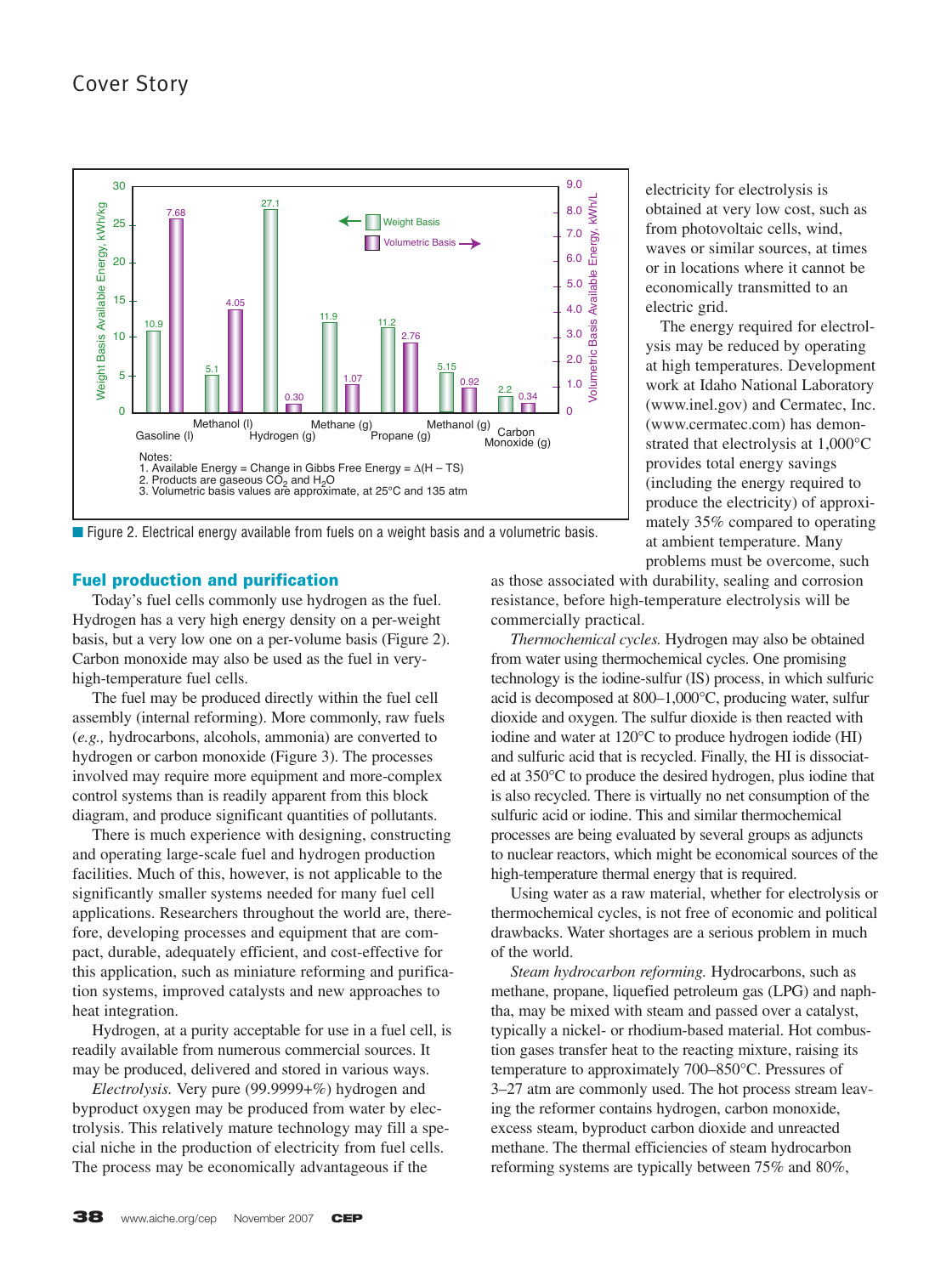**Figure 2. Electrical energy available from fuels on a weight basis and a volumetric basis.**

| Fuel | Weight Basis Available Energy, kWh/kg | Volumetric Basis Available Energy, kWh/L |
|---|---|---|
| Gasoline (l) | 10.9 | 7.68 |
| Methanol (l) | 5.1 | 4.05 |
| Hydrogen (g) | 27.1 | 0.30 |
| Methane (g) | 11.9 | 1.07 |
| Propane (g) | 11.2 | 2.76 |
| Methanol (g) | 5.15 | 0.92 |
| Carbon Monoxide (g) | 2.2 | 0.34 |

Notes:
1. Available Energy = Change in Gibbs Free Energy = Δ(H – TS)
2. Products are gaseous $CO_2$ and $H_2O$
3. Volumetric basis values are approximate, at 25°C and 135 atm

## Fuel production and purification

Today's fuel cells commonly use hydrogen as the fuel. Hydrogen has a very high energy density on a per-weight basis, but a very low one on a per-volume basis (Figure 2). Carbon monoxide may also be used as the fuel in very-high-temperature fuel cells.

The fuel may be produced directly within the fuel cell assembly (internal reforming). More commonly, raw fuels (*e.g.,* hydrocarbons, alcohols, ammonia) are converted to hydrogen or carbon monoxide (Figure 3). The processes involved may require more equipment and more-complex control systems than is readily apparent from this block diagram, and produce significant quantities of pollutants.

There is much experience with designing, constructing and operating large-scale fuel and hydrogen production facilities. Much of this, however, is not applicable to the significantly smaller systems needed for many fuel cell applications. Researchers throughout the world are, therefore, developing processes and equipment that are compact, durable, adequately efficient, and cost-effective for this application, such as miniature reforming and purification systems, improved catalysts and new approaches to heat integration.

Hydrogen, at a purity acceptable for use in a fuel cell, is readily available from numerous commercial sources. It may be produced, delivered and stored in various ways.

*Electrolysis.* Very pure (99.9999+%) hydrogen and byproduct oxygen may be produced from water by electrolysis. This relatively mature technology may fill a special niche in the production of electricity from fuel cells. The process may be economically advantageous if the electricity for electrolysis is obtained at very low cost, such as from photovoltaic cells, wind, waves or similar sources, at times or in locations where it cannot be economically transmitted to an electric grid.

The energy required for electrolysis may be reduced by operating at high temperatures. Development work at Idaho National Laboratory (www.inel.gov) and Cermatec, Inc. (www.cermatec.com) has demonstrated that electrolysis at 1,000°C provides total energy savings (including the energy required to produce the electricity) of approximately 35% compared to operating at ambient temperature. Many problems must be overcome, such as those associated with durability, sealing and corrosion resistance, before high-temperature electrolysis will be commercially practical.

*Thermochemical cycles.* Hydrogen may also be obtained from water using thermochemical cycles. One promising technology is the iodine-sulfur (IS) process, in which sulfuric acid is decomposed at 800–1,000°C, producing water, sulfur dioxide and oxygen. The sulfur dioxide is then reacted with iodine and water at 120°C to produce hydrogen iodide (HI) and sulfuric acid that is recycled. Finally, the HI is dissociated at 350°C to produce the desired hydrogen, plus iodine that is also recycled. There is virtually no net consumption of the sulfuric acid or iodine. This and similar thermochemical processes are being evaluated by several groups as adjuncts to nuclear reactors, which might be economical sources of the high-temperature thermal energy that is required.

Using water as a raw material, whether for electrolysis or thermochemical cycles, is not free of economic and political drawbacks. Water shortages are a serious problem in much of the world.

*Steam hydrocarbon reforming.* Hydrocarbons, such as methane, propane, liquefied petroleum gas (LPG) and naphtha, may be mixed with steam and passed over a catalyst, typically a nickel- or rhodium-based material. Hot combustion gases transfer heat to the reacting mixture, raising its temperature to approximately 700–850°C. Pressures of 3–27 atm are commonly used. The hot process stream leaving the reformer contains hydrogen, carbon monoxide, excess steam, byproduct carbon dioxide and unreacted methane. The thermal efficiencies of steam hydrocarbon reforming systems are typically between 75% and 80%,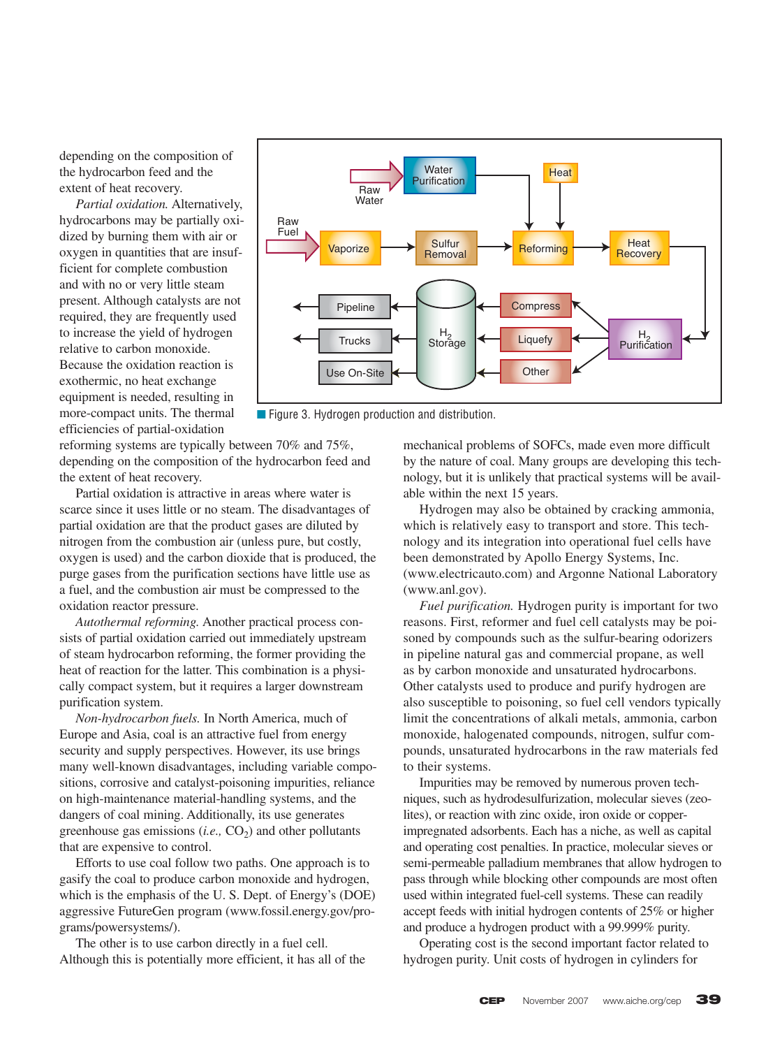depending on the composition of the hydrocarbon feed and the extent of heat recovery.

*Partial oxidation.* Alternatively, hydrocarbons may be partially oxidized by burning them with air or oxygen in quantities that are insufficient for complete combustion and with no or very little steam present. Although catalysts are not required, they are frequently used to increase the yield of hydrogen relative to carbon monoxide. Because the oxidation reaction is exothermic, no heat exchange equipment is needed, resulting in more-compact units. The thermal efficiencies of partial-oxidation reforming systems are typically between 70% and 75%, depending on the composition of the hydrocarbon feed and the extent of heat recovery.

Partial oxidation is attractive in areas where water is scarce since it uses little or no steam. The disadvantages of partial oxidation are that the product gases are diluted by nitrogen from the combustion air (unless pure, but costly, oxygen is used) and the carbon dioxide that is produced, the purge gases from the purification sections have little use as a fuel, and the combustion air must be compressed to the oxidation reactor pressure.

*Autothermal reforming.* Another practical process consists of partial oxidation carried out immediately upstream of steam hydrocarbon reforming, the former providing the heat of reaction for the latter. This combination is a physically compact system, but it requires a larger downstream purification system.

*Non-hydrocarbon fuels.* In North America, much of Europe and Asia, coal is an attractive fuel from energy security and supply perspectives. However, its use brings many well-known disadvantages, including variable compositions, corrosive and catalyst-poisoning impurities, reliance on high-maintenance material-handling systems, and the dangers of coal mining. Additionally, its use generates greenhouse gas emissions (*i.e.,* $CO_2$) and other pollutants that are expensive to control.

Efforts to use coal follow two paths. One approach is to gasify the coal to produce carbon monoxide and hydrogen, which is the emphasis of the U. S. Dept. of Energy's (DOE) aggressive FutureGen program (www.fossil.energy.gov/programs/powersystems/).

The other is to use carbon directly in a fuel cell. Although this is potentially more efficient, it has all of the mechanical problems of SOFCs, made even more difficult by the nature of coal. Many groups are developing this technology, but it is unlikely that practical systems will be available within the next 15 years.

Hydrogen may also be obtained by cracking ammonia, which is relatively easy to transport and store. This technology and its integration into operational fuel cells have been demonstrated by Apollo Energy Systems, Inc. (www.electricauto.com) and Argonne National Laboratory (www.anl.gov).

*Fuel purification.* Hydrogen purity is important for two reasons. First, reformer and fuel cell catalysts may be poisoned by compounds such as the sulfur-bearing odorizers in pipeline natural gas and commercial propane, as well as by carbon monoxide and unsaturated hydrocarbons. Other catalysts used to produce and purify hydrogen are also susceptible to poisoning, so fuel cell vendors typically limit the concentrations of alkali metals, ammonia, carbon monoxide, halogenated compounds, nitrogen, sulfur compounds, unsaturated hydrocarbons in the raw materials fed to their systems.

Impurities may be removed by numerous proven techniques, such as hydrodesulfurization, molecular sieves (zeolites), or reaction with zinc oxide, iron oxide or copper-impregnated adsorbents. Each has a niche, as well as capital and operating cost penalties. In practice, molecular sieves or semi-permeable palladium membranes that allow hydrogen to pass through while blocking other compounds are most often used within integrated fuel-cell systems. These can readily accept feeds with initial hydrogen contents of 25% or higher and produce a hydrogen product with a 99.999% purity.

Operating cost is the second important factor related to hydrogen purity. Unit costs of hydrogen in cylinders for

Figure 3. Hydrogen production and distribution.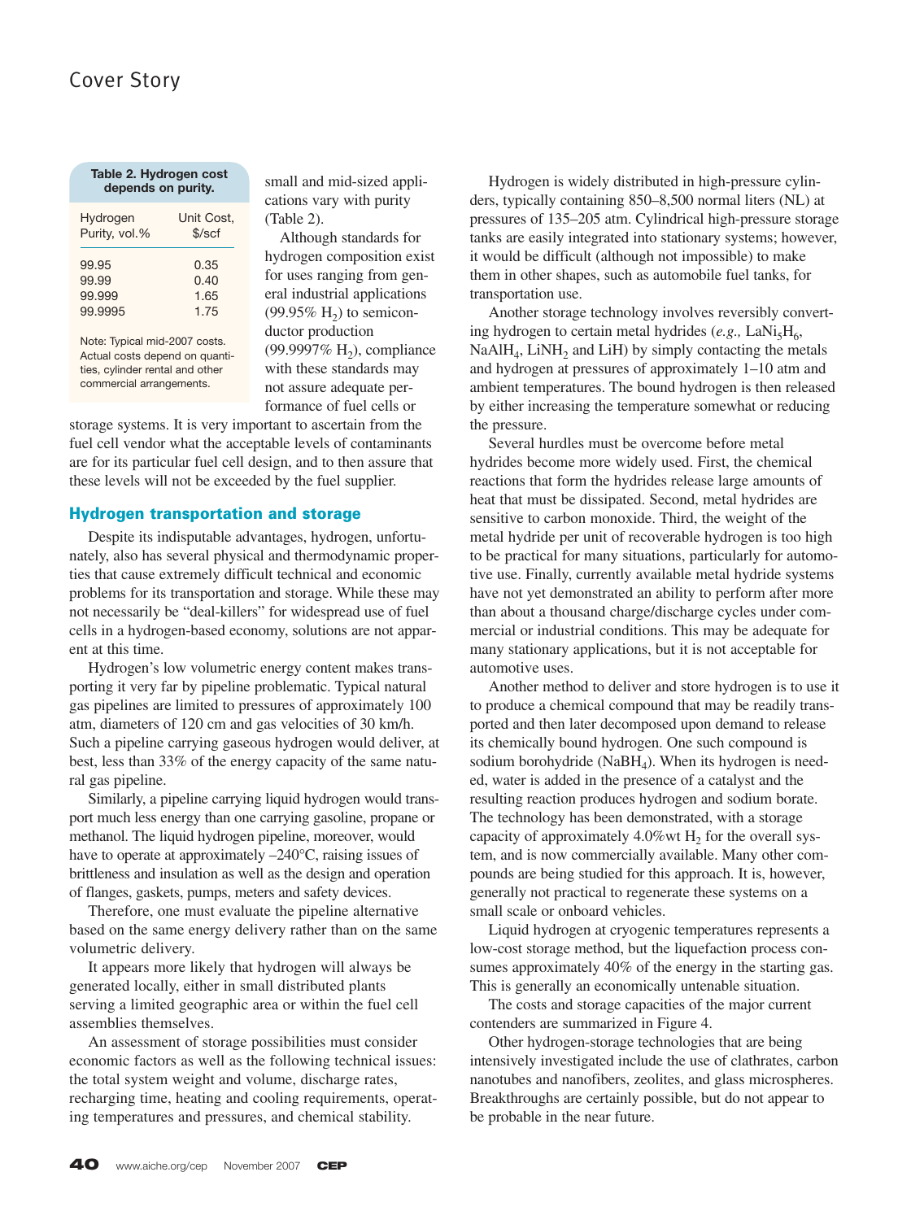**Table 2. Hydrogen cost depends on purity.**

| Hydrogen Purity, vol.% | Unit Cost, \$/scf |
|---|---|
| 99.95 | 0.35 |
| 99.99 | 0.40 |
| 99.999 | 1.65 |
| 99.9995 | 1.75 |

Note: Typical mid-2007 costs. Actual costs depend on quantities, cylinder rental and other commercial arrangements.

small and mid-sized applications vary with purity (Table 2).

Although standards for hydrogen composition exist for uses ranging from general industrial applications (99.95% $H_2$) to semiconductor production (99.9997% $H_2$), compliance with these standards may not assure adequate performance of fuel cells or storage systems. It is very important to ascertain from the fuel cell vendor what the acceptable levels of contaminants are for its particular fuel cell design, and to then assure that these levels will not be exceeded by the fuel supplier.

## Hydrogen transportation and storage

Despite its indisputable advantages, hydrogen, unfortunately, also has several physical and thermodynamic properties that cause extremely difficult technical and economic problems for its transportation and storage. While these may not necessarily be "deal-killers" for widespread use of fuel cells in a hydrogen-based economy, solutions are not apparent at this time.

Hydrogen's low volumetric energy content makes transporting it very far by pipeline problematic. Typical natural gas pipelines are limited to pressures of approximately 100 atm, diameters of 120 cm and gas velocities of 30 km/h. Such a pipeline carrying gaseous hydrogen would deliver, at best, less than 33% of the energy capacity of the same natural gas pipeline.

Similarly, a pipeline carrying liquid hydrogen would transport much less energy than one carrying gasoline, propane or methanol. The liquid hydrogen pipeline, moreover, would have to operate at approximately –240°C, raising issues of brittleness and insulation as well as the design and operation of flanges, gaskets, pumps, meters and safety devices.

Therefore, one must evaluate the pipeline alternative based on the same energy delivery rather than on the same volumetric delivery.

It appears more likely that hydrogen will always be generated locally, either in small distributed plants serving a limited geographic area or within the fuel cell assemblies themselves.

An assessment of storage possibilities must consider economic factors as well as the following technical issues: the total system weight and volume, discharge rates, recharging time, heating and cooling requirements, operating temperatures and pressures, and chemical stability.

Hydrogen is widely distributed in high-pressure cylinders, typically containing 850–8,500 normal liters (NL) at pressures of 135–205 atm. Cylindrical high-pressure storage tanks are easily integrated into stationary systems; however, it would be difficult (although not impossible) to make them in other shapes, such as automobile fuel tanks, for transportation use.

Another storage technology involves reversibly converting hydrogen to certain metal hydrides (*e.g.,* $LaNi_5H_6$, $NaAlH_4$, $LiNH_2$ and LiH) by simply contacting the metals and hydrogen at pressures of approximately 1–10 atm and ambient temperatures. The bound hydrogen is then released by either increasing the temperature somewhat or reducing the pressure.

Several hurdles must be overcome before metal hydrides become more widely used. First, the chemical reactions that form the hydrides release large amounts of heat that must be dissipated. Second, metal hydrides are sensitive to carbon monoxide. Third, the weight of the metal hydride per unit of recoverable hydrogen is too high to be practical for many situations, particularly for automotive use. Finally, currently available metal hydride systems have not yet demonstrated an ability to perform after more than about a thousand charge/discharge cycles under commercial or industrial conditions. This may be adequate for many stationary applications, but it is not acceptable for automotive uses.

Another method to deliver and store hydrogen is to use it to produce a chemical compound that may be readily transported and then later decomposed upon demand to release its chemically bound hydrogen. One such compound is sodium borohydride ($NaBH_4$). When its hydrogen is needed, water is added in the presence of a catalyst and the resulting reaction produces hydrogen and sodium borate. The technology has been demonstrated, with a storage capacity of approximately 4.0%wt $H_2$ for the overall system, and is now commercially available. Many other compounds are being studied for this approach. It is, however, generally not practical to regenerate these systems on a small scale or onboard vehicles.

Liquid hydrogen at cryogenic temperatures represents a low-cost storage method, but the liquefaction process consumes approximately 40% of the energy in the starting gas. This is generally an economically untenable situation.

The costs and storage capacities of the major current contenders are summarized in Figure 4.

Other hydrogen-storage technologies that are being intensively investigated include the use of clathrates, carbon nanotubes and nanofibers, zeolites, and glass microspheres. Breakthroughs are certainly possible, but do not appear to be probable in the near future.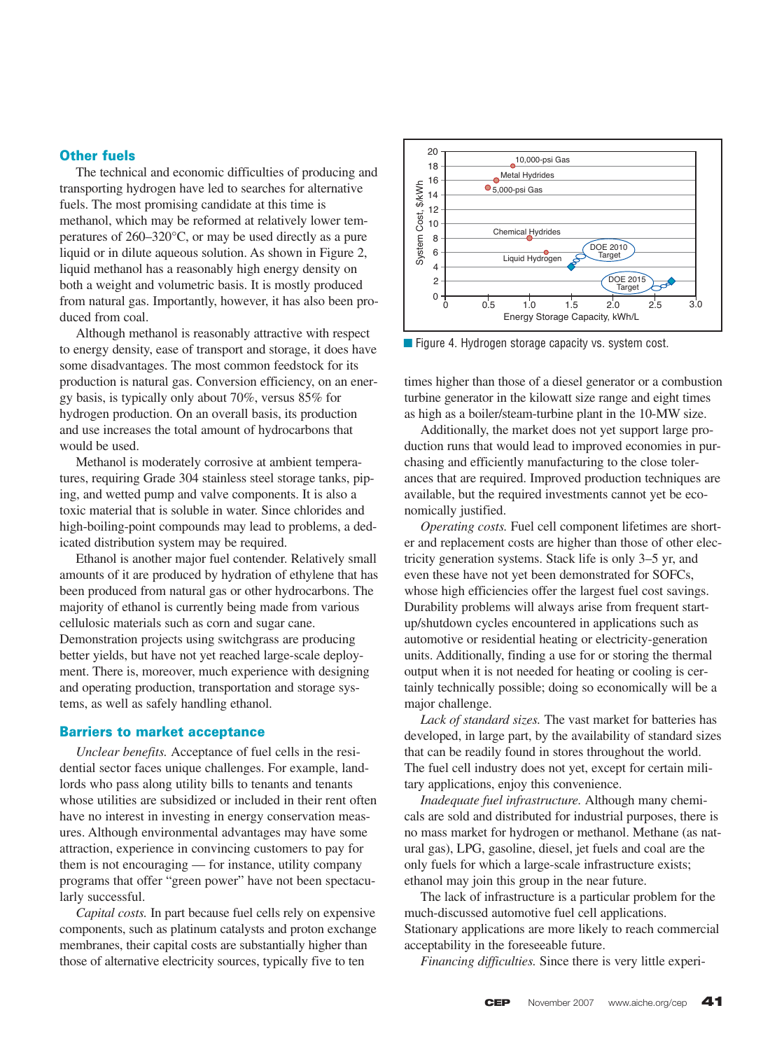## Other fuels

The technical and economic difficulties of producing and transporting hydrogen have led to searches for alternative fuels. The most promising candidate at this time is methanol, which may be reformed at relatively lower temperatures of 260–320°C, or may be used directly as a pure liquid or in dilute aqueous solution. As shown in Figure 2, liquid methanol has a reasonably high energy density on both a weight and volumetric basis. It is mostly produced from natural gas. Importantly, however, it has also been produced from coal.

Although methanol is reasonably attractive with respect to energy density, ease of transport and storage, it does have some disadvantages. The most common feedstock for its production is natural gas. Conversion efficiency, on an energy basis, is typically only about 70%, versus 85% for hydrogen production. On an overall basis, its production and use increases the total amount of hydrocarbons that would be used.

Methanol is moderately corrosive at ambient temperatures, requiring Grade 304 stainless steel storage tanks, piping, and wetted pump and valve components. It is also a toxic material that is soluble in water. Since chlorides and high-boiling-point compounds may lead to problems, a dedicated distribution system may be required.

Ethanol is another major fuel contender. Relatively small amounts of it are produced by hydration of ethylene that has been produced from natural gas or other hydrocarbons. The majority of ethanol is currently being made from various cellulosic materials such as corn and sugar cane. Demonstration projects using switchgrass are producing better yields, but have not yet reached large-scale deployment. There is, moreover, much experience with designing and operating production, transportation and storage systems, as well as safely handling ethanol.

## Barriers to market acceptance

*Unclear benefits.* Acceptance of fuel cells in the residential sector faces unique challenges. For example, landlords who pass along utility bills to tenants and tenants whose utilities are subsidized or included in their rent often have no interest in investing in energy conservation measures. Although environmental advantages may have some attraction, experience in convincing customers to pay for them is not encouraging — for instance, utility company programs that offer "green power" have not been spectacularly successful.

*Capital costs.* In part because fuel cells rely on expensive components, such as platinum catalysts and proton exchange membranes, their capital costs are substantially higher than those of alternative electricity sources, typically five to ten times higher than those of a diesel generator or a combustion turbine generator in the kilowatt size range and eight times as high as a boiler/steam-turbine plant in the 10-MW size.

Additionally, the market does not yet support large production runs that would lead to improved economies in purchasing and efficiently manufacturing to the close tolerances that are required. Improved production techniques are available, but the required investments cannot yet be economically justified.

*Operating costs.* Fuel cell component lifetimes are shorter and replacement costs are higher than those of other electricity generation systems. Stack life is only 3–5 yr, and even these have not yet been demonstrated for SOFCs, whose high efficiencies offer the largest fuel cost savings. Durability problems will always arise from frequent startup/shutdown cycles encountered in applications such as automotive or residential heating or electricity-generation units. Additionally, finding a use for or storing the thermal output when it is not needed for heating or cooling is certainly technically possible; doing so economically will be a major challenge.

*Lack of standard sizes.* The vast market for batteries has developed, in large part, by the availability of standard sizes that can be readily found in stores throughout the world. The fuel cell industry does not yet, except for certain military applications, enjoy this convenience.

*Inadequate fuel infrastructure.* Although many chemicals are sold and distributed for industrial purposes, there is no mass market for hydrogen or methanol. Methane (as natural gas), LPG, gasoline, diesel, jet fuels and coal are the only fuels for which a large-scale infrastructure exists; ethanol may join this group in the near future.

The lack of infrastructure is a particular problem for the much-discussed automotive fuel cell applications. Stationary applications are more likely to reach commercial acceptability in the foreseeable future.

*Financing difficulties.* Since there is very little experi-

Figure 4. Hydrogen storage capacity vs. system cost.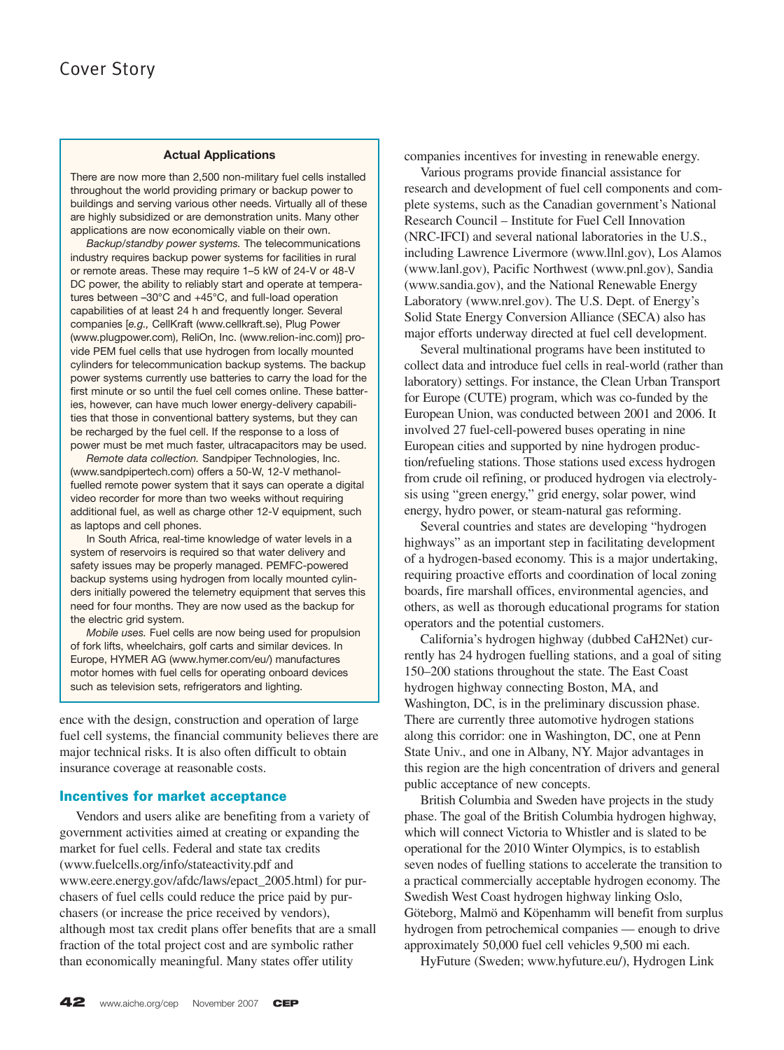**Actual Applications**

There are now more than 2,500 non-military fuel cells installed throughout the world providing primary or backup power to buildings and serving various other needs. Virtually all of these are highly subsidized or are demonstration units. Many other applications are now economically viable on their own.

*Backup/standby power systems.* The telecommunications industry requires backup power systems for facilities in rural or remote areas. These may require 1–5 kW of 24-V or 48-V DC power, the ability to reliably start and operate at temperatures between –30°C and +45°C, and full-load operation capabilities of at least 24 h and frequently longer. Several companies [*e.g.,* CellKraft (www.cellkraft.se), Plug Power (www.plugpower.com), ReliOn, Inc. (www.relion-inc.com)] provide PEM fuel cells that use hydrogen from locally mounted cylinders for telecommunication backup systems. The backup power systems currently use batteries to carry the load for the first minute or so until the fuel cell comes online. These batteries, however, can have much lower energy-delivery capabilities that those in conventional battery systems, but they can be recharged by the fuel cell. If the response to a loss of power must be met much faster, ultracapacitors may be used.

*Remote data collection.* Sandpiper Technologies, Inc. (www.sandpipertech.com) offers a 50-W, 12-V methanol-fuelled remote power system that it says can operate a digital video recorder for more than two weeks without requiring additional fuel, as well as charge other 12-V equipment, such as laptops and cell phones.

In South Africa, real-time knowledge of water levels in a system of reservoirs is required so that water delivery and safety issues may be properly managed. PEMFC-powered backup systems using hydrogen from locally mounted cylinders initially powered the telemetry equipment that serves this need for four months. They are now used as the backup for the electric grid system.

*Mobile uses.* Fuel cells are now being used for propulsion of fork lifts, wheelchairs, golf carts and similar devices. In Europe, HYMER AG (www.hymer.com/eu/) manufactures motor homes with fuel cells for operating onboard devices such as television sets, refrigerators and lighting.

ence with the design, construction and operation of large fuel cell systems, the financial community believes there are major technical risks. It is also often difficult to obtain insurance coverage at reasonable costs.

### Incentives for market acceptance

Vendors and users alike are benefiting from a variety of government activities aimed at creating or expanding the market for fuel cells. Federal and state tax credits (www.fuelcells.org/info/stateactivity.pdf and www.eere.energy.gov/afdc/laws/epact_2005.html) for purchasers of fuel cells could reduce the price paid by purchasers (or increase the price received by vendors), although most tax credit plans offer benefits that are a small fraction of the total project cost and are symbolic rather than economically meaningful. Many states offer utility companies incentives for investing in renewable energy.

Various programs provide financial assistance for research and development of fuel cell components and complete systems, such as the Canadian government's National Research Council – Institute for Fuel Cell Innovation (NRC-IFCI) and several national laboratories in the U.S., including Lawrence Livermore (www.llnl.gov), Los Alamos (www.lanl.gov), Pacific Northwest (www.pnl.gov), Sandia (www.sandia.gov), and the National Renewable Energy Laboratory (www.nrel.gov). The U.S. Dept. of Energy's Solid State Energy Conversion Alliance (SECA) also has major efforts underway directed at fuel cell development.

Several multinational programs have been instituted to collect data and introduce fuel cells in real-world (rather than laboratory) settings. For instance, the Clean Urban Transport for Europe (CUTE) program, which was co-funded by the European Union, was conducted between 2001 and 2006. It involved 27 fuel-cell-powered buses operating in nine European cities and supported by nine hydrogen production/refueling stations. Those stations used excess hydrogen from crude oil refining, or produced hydrogen via electrolysis using "green energy," grid energy, solar power, wind energy, hydro power, or steam-natural gas reforming.

Several countries and states are developing "hydrogen highways" as an important step in facilitating development of a hydrogen-based economy. This is a major undertaking, requiring proactive efforts and coordination of local zoning boards, fire marshall offices, environmental agencies, and others, as well as thorough educational programs for station operators and the potential customers.

California's hydrogen highway (dubbed CaH2Net) currently has 24 hydrogen fuelling stations, and a goal of siting 150–200 stations throughout the state. The East Coast hydrogen highway connecting Boston, MA, and Washington, DC, is in the preliminary discussion phase. There are currently three automotive hydrogen stations along this corridor: one in Washington, DC, one at Penn State Univ., and one in Albany, NY. Major advantages in this region are the high concentration of drivers and general public acceptance of new concepts.

British Columbia and Sweden have projects in the study phase. The goal of the British Columbia hydrogen highway, which will connect Victoria to Whistler and is slated to be operational for the 2010 Winter Olympics, is to establish seven nodes of fuelling stations to accelerate the transition to a practical commercially acceptable hydrogen economy. The Swedish West Coast hydrogen highway linking Oslo, Göteborg, Malmö and Köpenhamm will benefit from surplus hydrogen from petrochemical companies — enough to drive approximately 50,000 fuel cell vehicles 9,500 mi each.

HyFuture (Sweden; www.hyfuture.eu/), Hydrogen Link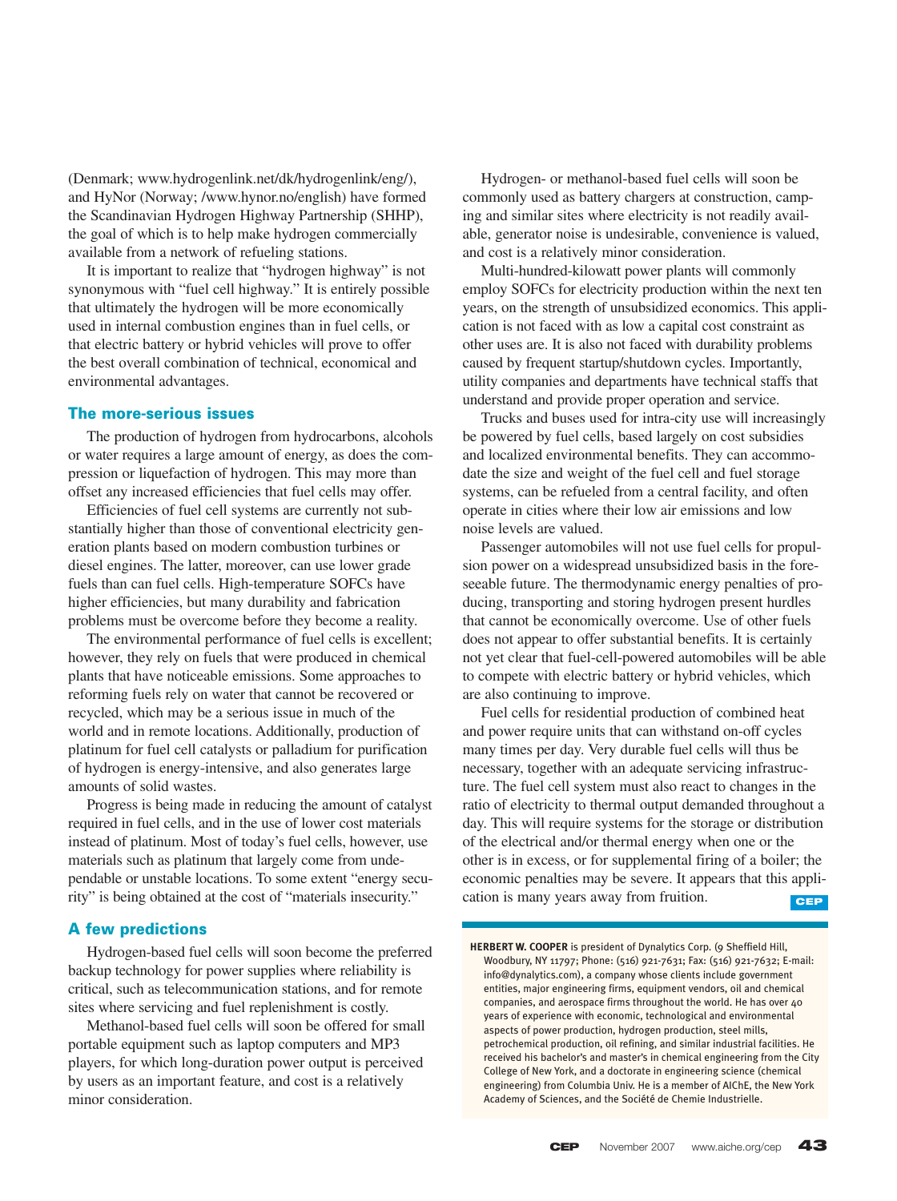(Denmark; www.hydrogenlink.net/dk/hydrogenlink/eng/), and HyNor (Norway; /www.hynor.no/english) have formed the Scandinavian Hydrogen Highway Partnership (SHHP), the goal of which is to help make hydrogen commercially available from a network of refueling stations.

It is important to realize that "hydrogen highway" is not synonymous with "fuel cell highway." It is entirely possible that ultimately the hydrogen will be more economically used in internal combustion engines than in fuel cells, or that electric battery or hybrid vehicles will prove to offer the best overall combination of technical, economical and environmental advantages.

## The more-serious issues

The production of hydrogen from hydrocarbons, alcohols or water requires a large amount of energy, as does the compression or liquefaction of hydrogen. This may more than offset any increased efficiencies that fuel cells may offer.

Efficiencies of fuel cell systems are currently not substantially higher than those of conventional electricity generation plants based on modern combustion turbines or diesel engines. The latter, moreover, can use lower grade fuels than can fuel cells. High-temperature SOFCs have higher efficiencies, but many durability and fabrication problems must be overcome before they become a reality.

The environmental performance of fuel cells is excellent; however, they rely on fuels that were produced in chemical plants that have noticeable emissions. Some approaches to reforming fuels rely on water that cannot be recovered or recycled, which may be a serious issue in much of the world and in remote locations. Additionally, production of platinum for fuel cell catalysts or palladium for purification of hydrogen is energy-intensive, and also generates large amounts of solid wastes.

Progress is being made in reducing the amount of catalyst required in fuel cells, and in the use of lower cost materials instead of platinum. Most of today's fuel cells, however, use materials such as platinum that largely come from undependable or unstable locations. To some extent "energy security" is being obtained at the cost of "materials insecurity."

## A few predictions

Hydrogen-based fuel cells will soon become the preferred backup technology for power supplies where reliability is critical, such as telecommunication stations, and for remote sites where servicing and fuel replenishment is costly.

Methanol-based fuel cells will soon be offered for small portable equipment such as laptop computers and MP3 players, for which long-duration power output is perceived by users as an important feature, and cost is a relatively minor consideration.

Hydrogen- or methanol-based fuel cells will soon be commonly used as battery chargers at construction, camping and similar sites where electricity is not readily available, generator noise is undesirable, convenience is valued, and cost is a relatively minor consideration.

Multi-hundred-kilowatt power plants will commonly employ SOFCs for electricity production within the next ten years, on the strength of unsubsidized economics. This application is not faced with as low a capital cost constraint as other uses are. It is also not faced with durability problems caused by frequent startup/shutdown cycles. Importantly, utility companies and departments have technical staffs that understand and provide proper operation and service.

Trucks and buses used for intra-city use will increasingly be powered by fuel cells, based largely on cost subsidies and localized environmental benefits. They can accommodate the size and weight of the fuel cell and fuel storage systems, can be refueled from a central facility, and often operate in cities where their low air emissions and low noise levels are valued.

Passenger automobiles will not use fuel cells for propulsion power on a widespread unsubsidized basis in the foreseeable future. The thermodynamic energy penalties of producing, transporting and storing hydrogen present hurdles that cannot be economically overcome. Use of other fuels does not appear to offer substantial benefits. It is certainly not yet clear that fuel-cell-powered automobiles will be able to compete with electric battery or hybrid vehicles, which are also continuing to improve.

Fuel cells for residential production of combined heat and power require units that can withstand on-off cycles many times per day. Very durable fuel cells will thus be necessary, together with an adequate servicing infrastructure. The fuel cell system must also react to changes in the ratio of electricity to thermal output demanded throughout a day. This will require systems for the storage or distribution of the electrical and/or thermal energy when one or the other is in excess, or for supplemental firing of a boiler; the economic penalties may be severe. It appears that this application is many years away from fruition. **CEP**

---

**HERBERT W. COOPER** is president of Dynalytics Corp. (9 Sheffield Hill, Woodbury, NY 11797; Phone: (516) 921-7631; Fax: (516) 921-7632; E-mail: info@dynalytics.com), a company whose clients include government entities, major engineering firms, equipment vendors, oil and chemical companies, and aerospace firms throughout the world. He has over 40 years of experience with economic, technological and environmental aspects of power production, hydrogen production, steel mills, petrochemical production, oil refining, and similar industrial facilities. He received his bachelor's and master's in chemical engineering from the City College of New York, and a doctorate in engineering science (chemical engineering) from Columbia Univ. He is a member of AIChE, the New York Academy of Sciences, and the Société de Chemie Industrielle.